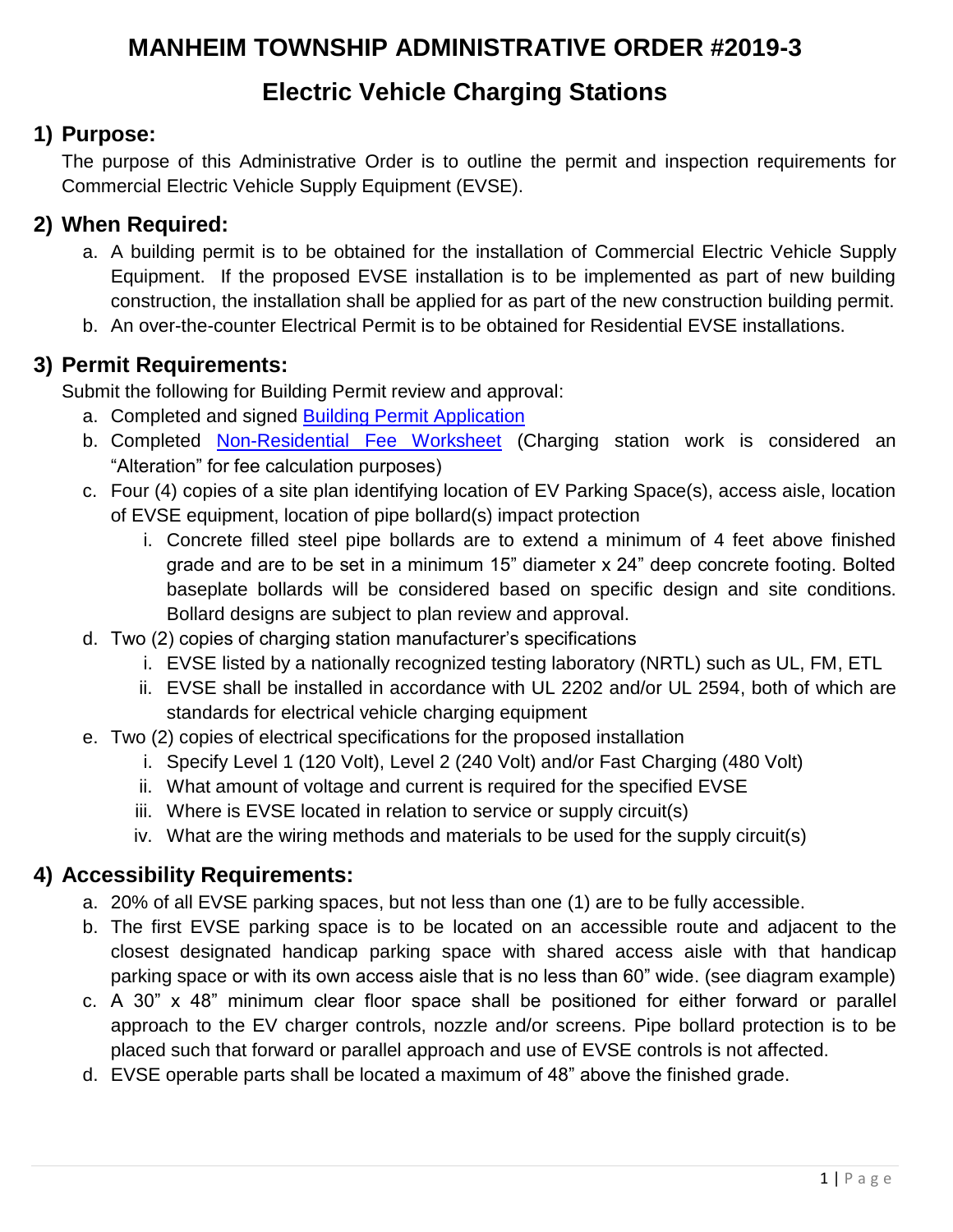# MANHEIM TOWNSHIP ADMINISTRATIVE ORDER #2019-3

## Electric Vehicle Charging Stations

### 1) Purpose:

The purpose of this Administrative Order is to outline the permit and inspection requirements for Commercial Electric Vehicle Supply Equipment (EVSE).

### 2) When Required:

a. A building permit is to be obtained for the installation of Commercial Electric Vehicle Supply Equipment. If the proposed EVSE installation is to be implemented as part of new building construction, the installation shall be applied for as part of the new construction building permit.

b. An over-the-counter Electrical Permit is to be obtained for Residential EVSE installations.

### 3) Permit Requirements:

Submit the following for Building Permit review and approval:

a. Completed and signed Building Permit Application

b. Completed Non-Residential Fee Worksheet (Charging station work is considered an "Alteration" for fee calculation purposes)

c. Four (4) copies of a site plan identifying location of EV Parking Space(s), access aisle, location of EVSE equipment, location of pipe bollard(s) impact protection

   i. Concrete filled steel pipe bollards are to extend a minimum of 4 feet above finished grade and are to be set in a minimum 15" diameter x 24" deep concrete footing. Bolted baseplate bollards will be considered based on specific design and site conditions. Bollard designs are subject to plan review and approval.

d. Two (2) copies of charging station manufacturer's specifications

   i. EVSE listed by a nationally recognized testing laboratory (NRTL) such as UL, FM, ETL

   ii. EVSE shall be installed in accordance with UL 2202 and/or UL 2594, both of which are standards for electrical vehicle charging equipment

e. Two (2) copies of electrical specifications for the proposed installation

   i. Specify Level 1 (120 Volt), Level 2 (240 Volt) and/or Fast Charging (480 Volt)

   ii. What amount of voltage and current is required for the specified EVSE

   iii. Where is EVSE located in relation to service or supply circuit(s)

   iv. What are the wiring methods and materials to be used for the supply circuit(s)

### 4) Accessibility Requirements:

a. 20% of all EVSE parking spaces, but not less than one (1) are to be fully accessible.

b. The first EVSE parking space is to be located on an accessible route and adjacent to the closest designated handicap parking space with shared access aisle with that handicap parking space or with its own access aisle that is no less than 60" wide. (see diagram example)

c. A 30" x 48" minimum clear floor space shall be positioned for either forward or parallel approach to the EV charger controls, nozzle and/or screens. Pipe bollard protection is to be placed such that forward or parallel approach and use of EVSE controls is not affected.

d. EVSE operable parts shall be located a maximum of 48" above the finished grade.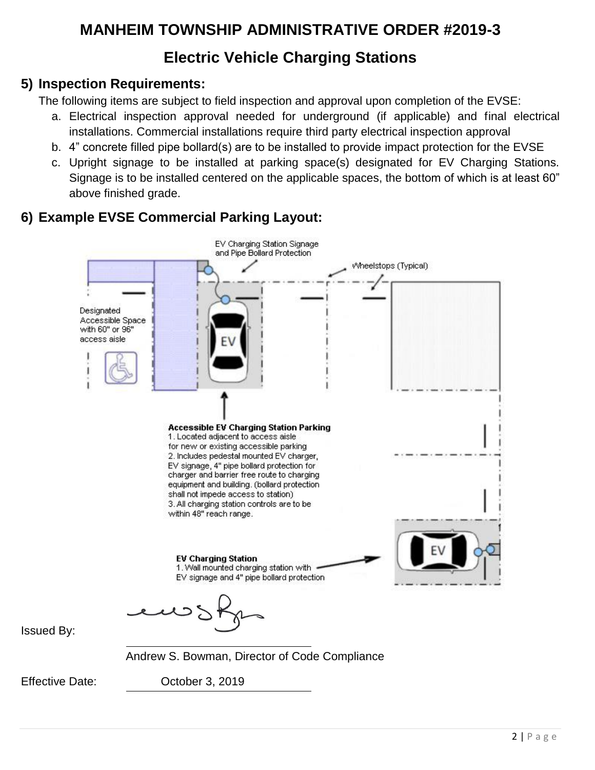# MANHEIM TOWNSHIP ADMINISTRATIVE ORDER #2019-3

## Electric Vehicle Charging Stations

### 5) Inspection Requirements:

The following items are subject to field inspection and approval upon completion of the EVSE:

a. Electrical inspection approval needed for underground (if applicable) and final electrical installations. Commercial installations require third party electrical inspection approval
b. 4" concrete filled pipe bollard(s) are to be installed to provide impact protection for the EVSE
c. Upright signage to be installed at parking space(s) designated for EV Charging Stations. Signage is to be installed centered on the applicable spaces, the bottom of which is at least 60" above finished grade.

### 6) Example EVSE Commercial Parking Layout:

EV Charging Station Signage and Pipe Bollard Protection

Wheelstops (Typical)

Designated Accessible Space with 60" or 96" access aisle

EV

**Accessible EV Charging Station Parking**
1. Located adjacent to access aisle for new or existing accessible parking
2. Includes pedestal mounted EV charger, EV signage, 4" pipe bollard protection for charger and barrier free route to charging equipment and building. (bollard protection shall not impede access to station)
3. All charging station controls are to be within 48" reach range.

**EV Charging Station**
1. Wall mounted charging station with EV signage and 4" pipe bollard protection

EV

Issued By:

Andrew S. Bowman, Director of Code Compliance

Effective Date: October 3, 2019